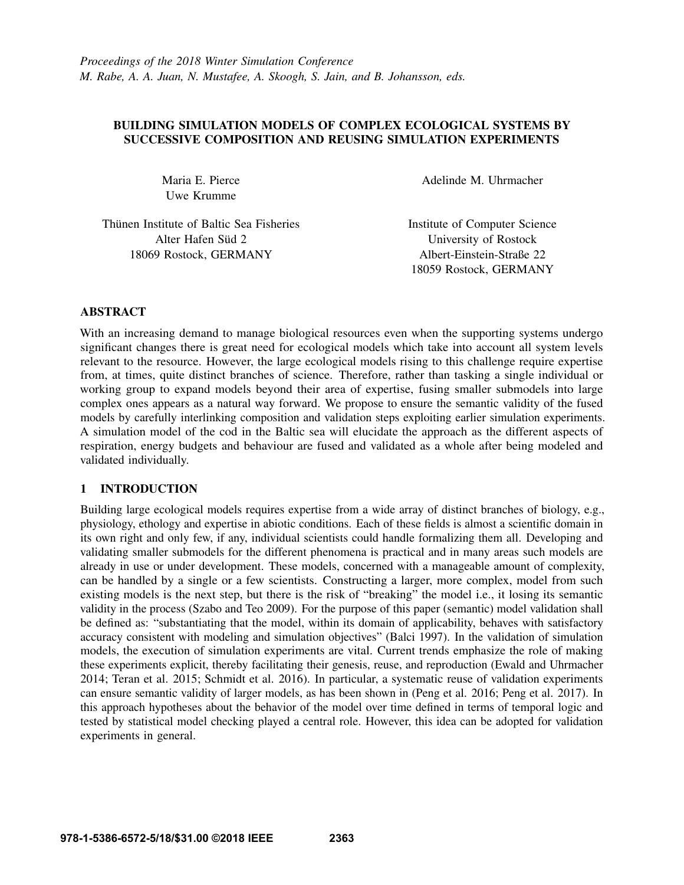*Proceedings of the 2018 Winter Simulation Conference*
*M. Rabe, A. A. Juan, N. Mustafee, A. Skoogh, S. Jain, and B. Johansson, eds.*

# BUILDING SIMULATION MODELS OF COMPLEX ECOLOGICAL SYSTEMS BY SUCCESSIVE COMPOSITION AND REUSING SIMULATION EXPERIMENTS

Maria E. Pierce
Uwe Krumme

Thünen Institute of Baltic Sea Fisheries
Alter Hafen Süd 2
18069 Rostock, GERMANY

Adelinde M. Uhrmacher

Institute of Computer Science
University of Rostock
Albert-Einstein-Straße 22
18059 Rostock, GERMANY

## ABSTRACT

With an increasing demand to manage biological resources even when the supporting systems undergo significant changes there is great need for ecological models which take into account all system levels relevant to the resource. However, the large ecological models rising to this challenge require expertise from, at times, quite distinct branches of science. Therefore, rather than tasking a single individual or working group to expand models beyond their area of expertise, fusing smaller submodels into large complex ones appears as a natural way forward. We propose to ensure the semantic validity of the fused models by carefully interlinking composition and validation steps exploiting earlier simulation experiments. A simulation model of the cod in the Baltic sea will elucidate the approach as the different aspects of respiration, energy budgets and behaviour are fused and validated as a whole after being modeled and validated individually.

## 1 INTRODUCTION

Building large ecological models requires expertise from a wide array of distinct branches of biology, e.g., physiology, ethology and expertise in abiotic conditions. Each of these fields is almost a scientific domain in its own right and only few, if any, individual scientists could handle formalizing them all. Developing and validating smaller submodels for the different phenomena is practical and in many areas such models are already in use or under development. These models, concerned with a manageable amount of complexity, can be handled by a single or a few scientists. Constructing a larger, more complex, model from such existing models is the next step, but there is the risk of "breaking" the model i.e., it losing its semantic validity in the process (Szabo and Teo 2009). For the purpose of this paper (semantic) model validation shall be defined as: "substantiating that the model, within its domain of applicability, behaves with satisfactory accuracy consistent with modeling and simulation objectives" (Balci 1997). In the validation of simulation models, the execution of simulation experiments are vital. Current trends emphasize the role of making these experiments explicit, thereby facilitating their genesis, reuse, and reproduction (Ewald and Uhrmacher 2014; Teran et al. 2015; Schmidt et al. 2016). In particular, a systematic reuse of validation experiments can ensure semantic validity of larger models, as has been shown in (Peng et al. 2016; Peng et al. 2017). In this approach hypotheses about the behavior of the model over time defined in terms of temporal logic and tested by statistical model checking played a central role. However, this idea can be adopted for validation experiments in general.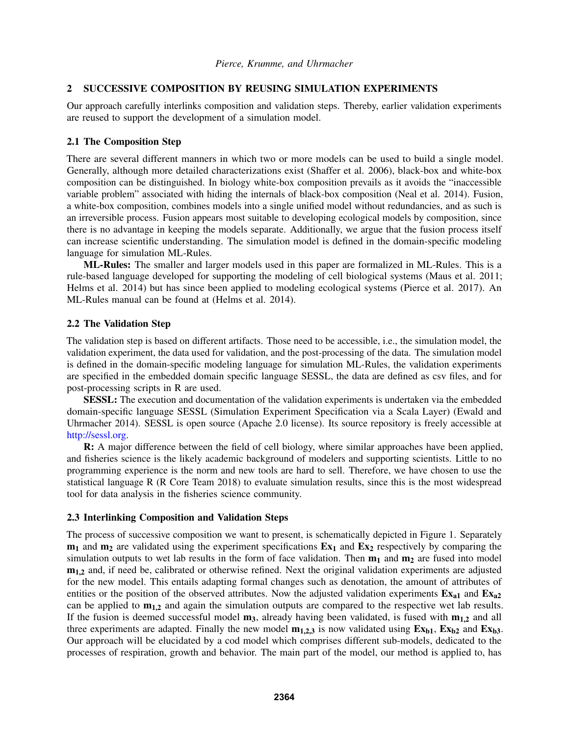## 2 SUCCESSIVE COMPOSITION BY REUSING SIMULATION EXPERIMENTS

Our approach carefully interlinks composition and validation steps. Thereby, earlier validation experiments are reused to support the development of a simulation model.

### 2.1 The Composition Step

There are several different manners in which two or more models can be used to build a single model. Generally, although more detailed characterizations exist (Shaffer et al. 2006), black-box and white-box composition can be distinguished. In biology white-box composition prevails as it avoids the "inaccessible variable problem" associated with hiding the internals of black-box composition (Neal et al. 2014). Fusion, a white-box composition, combines models into a single unified model without redundancies, and as such is an irreversible process. Fusion appears most suitable to developing ecological models by composition, since there is no advantage in keeping the models separate. Additionally, we argue that the fusion process itself can increase scientific understanding. The simulation model is defined in the domain-specific modeling language for simulation ML-Rules.

**ML-Rules:** The smaller and larger models used in this paper are formalized in ML-Rules. This is a rule-based language developed for supporting the modeling of cell biological systems (Maus et al. 2011; Helms et al. 2014) but has since been applied to modeling ecological systems (Pierce et al. 2017). An ML-Rules manual can be found at (Helms et al. 2014).

### 2.2 The Validation Step

The validation step is based on different artifacts. Those need to be accessible, i.e., the simulation model, the validation experiment, the data used for validation, and the post-processing of the data. The simulation model is defined in the domain-specific modeling language for simulation ML-Rules, the validation experiments are specified in the embedded domain specific language SESSL, the data are defined as csv files, and for post-processing scripts in R are used.

**SESSL:** The execution and documentation of the validation experiments is undertaken via the embedded domain-specific language SESSL (Simulation Experiment Specification via a Scala Layer) (Ewald and Uhrmacher 2014). SESSL is open source (Apache 2.0 license). Its source repository is freely accessible at http://sessl.org.

**R:** A major difference between the field of cell biology, where similar approaches have been applied, and fisheries science is the likely academic background of modelers and supporting scientists. Little to no programming experience is the norm and new tools are hard to sell. Therefore, we have chosen to use the statistical language R (R Core Team 2018) to evaluate simulation results, since this is the most widespread tool for data analysis in the fisheries science community.

### 2.3 Interlinking Composition and Validation Steps

The process of successive composition we want to present, is schematically depicted in Figure 1. Separately $\mathbf{m_1}$ and $\mathbf{m_2}$ are validated using the experiment specifications $\mathbf{Ex_1}$ and $\mathbf{Ex_2}$ respectively by comparing the simulation outputs to wet lab results in the form of face validation. Then $\mathbf{m_1}$ and $\mathbf{m_2}$ are fused into model $\mathbf{m_{1,2}}$ and, if need be, calibrated or otherwise refined. Next the original validation experiments are adjusted for the new model. This entails adapting formal changes such as denotation, the amount of attributes of entities or the position of the observed attributes. Now the adjusted validation experiments $\mathbf{Ex_{a1}}$ and $\mathbf{Ex_{a2}}$ can be applied to $\mathbf{m_{1,2}}$ and again the simulation outputs are compared to the respective wet lab results. If the fusion is deemed successful model $\mathbf{m_3}$, already having been validated, is fused with $\mathbf{m_{1,2}}$ and all three experiments are adapted. Finally the new model $\mathbf{m_{1,2,3}}$ is now validated using $\mathbf{Ex_{b1}}$, $\mathbf{Ex_{b2}}$ and $\mathbf{Ex_{b3}}$. Our approach will be elucidated by a cod model which comprises different sub-models, dedicated to the processes of respiration, growth and behavior. The main part of the model, our method is applied to, has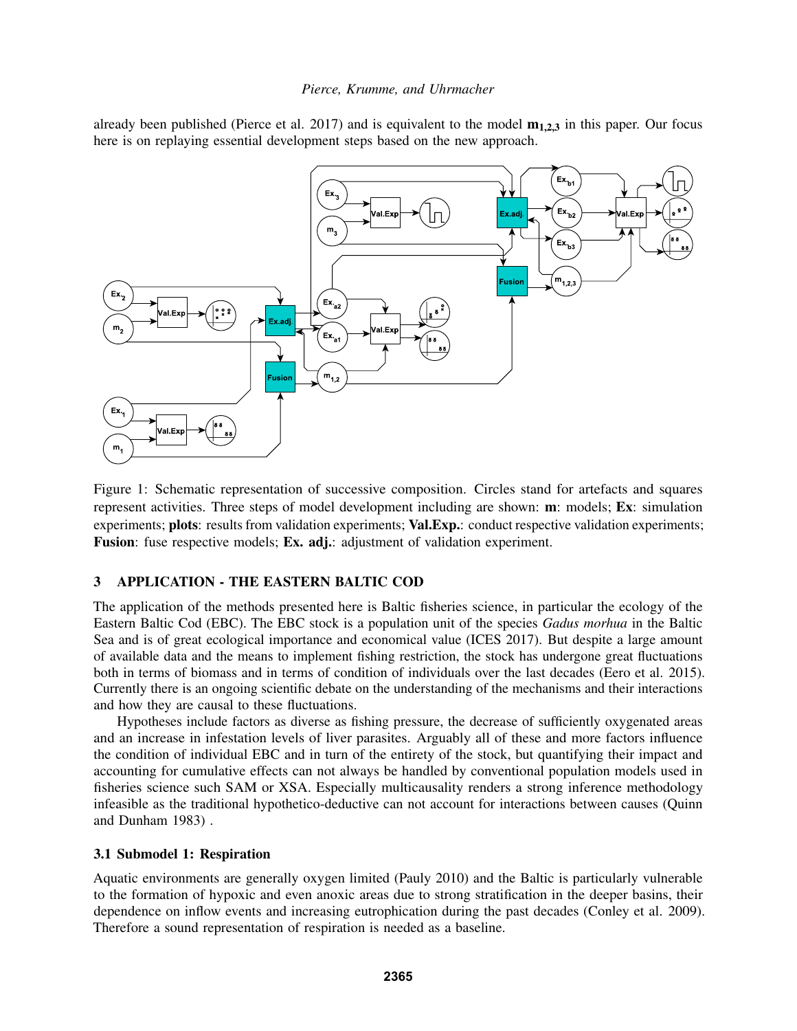already been published (Pierce et al. 2017) and is equivalent to the model $\mathbf{m_{1,2,3}}$ in this paper. Our focus here is on replaying essential development steps based on the new approach.

Figure 1: Schematic representation of successive composition. Circles stand for artefacts and squares represent activities. Three steps of model development including are shown: **m**: models; **Ex**: simulation experiments; **plots**: results from validation experiments; **Val.Exp.**: conduct respective validation experiments; **Fusion**: fuse respective models; **Ex. adj.**: adjustment of validation experiment.

## 3 APPLICATION - THE EASTERN BALTIC COD

The application of the methods presented here is Baltic fisheries science, in particular the ecology of the Eastern Baltic Cod (EBC). The EBC stock is a population unit of the species *Gadus morhua* in the Baltic Sea and is of great ecological importance and economical value (ICES 2017). But despite a large amount of available data and the means to implement fishing restriction, the stock has undergone great fluctuations both in terms of biomass and in terms of condition of individuals over the last decades (Eero et al. 2015). Currently there is an ongoing scientific debate on the understanding of the mechanisms and their interactions and how they are causal to these fluctuations.

Hypotheses include factors as diverse as fishing pressure, the decrease of sufficiently oxygenated areas and an increase in infestation levels of liver parasites. Arguably all of these and more factors influence the condition of individual EBC and in turn of the entirety of the stock, but quantifying their impact and accounting for cumulative effects can not always be handled by conventional population models used in fisheries science such SAM or XSA. Especially multicausality renders a strong inference methodology infeasible as the traditional hypothetico-deductive can not account for interactions between causes (Quinn and Dunham 1983) .

### 3.1 Submodel 1: Respiration

Aquatic environments are generally oxygen limited (Pauly 2010) and the Baltic is particularly vulnerable to the formation of hypoxic and even anoxic areas due to strong stratification in the deeper basins, their dependence on inflow events and increasing eutrophication during the past decades (Conley et al. 2009). Therefore a sound representation of respiration is needed as a baseline.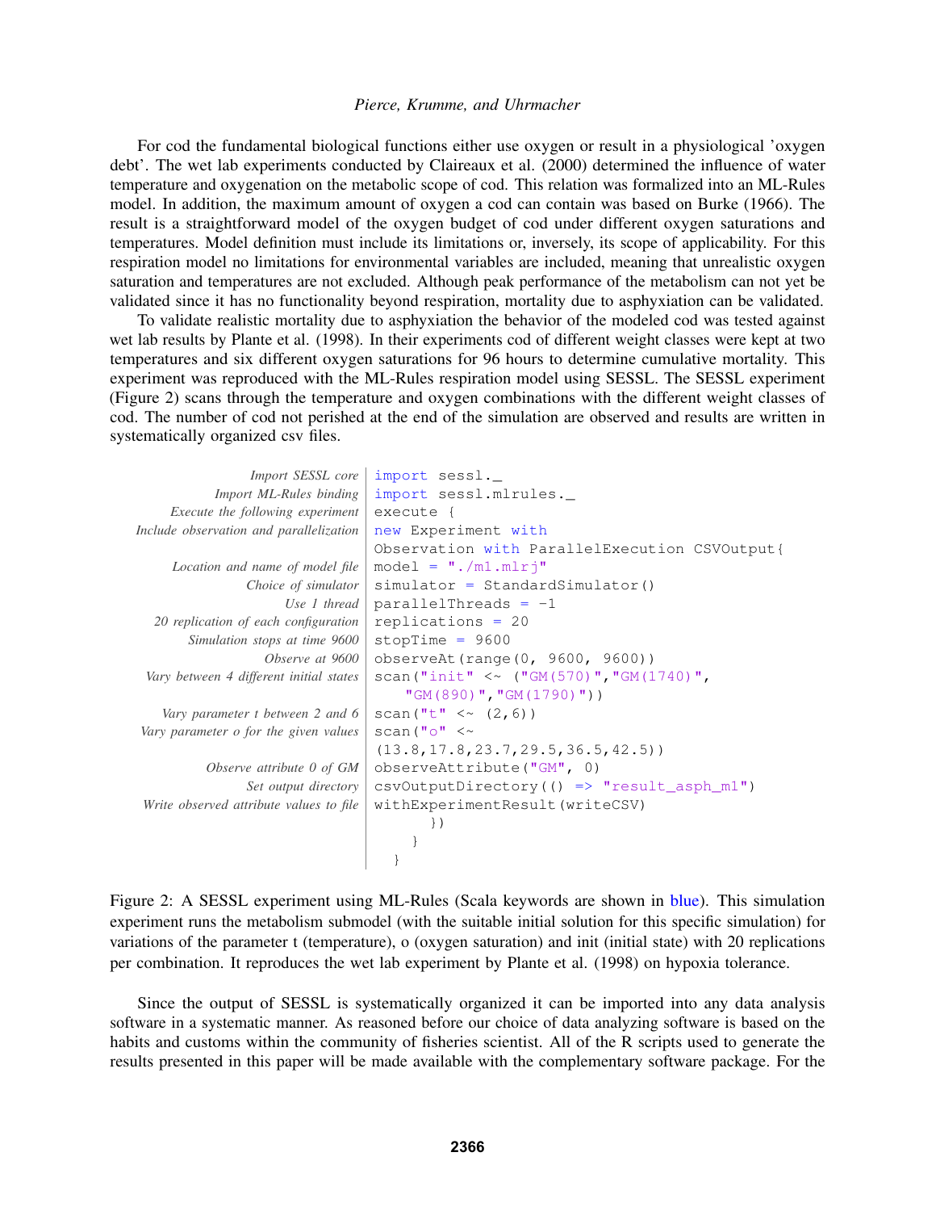For cod the fundamental biological functions either use oxygen or result in a physiological 'oxygen debt'. The wet lab experiments conducted by Claireaux et al. (2000) determined the influence of water temperature and oxygenation on the metabolic scope of cod. This relation was formalized into an ML-Rules model. In addition, the maximum amount of oxygen a cod can contain was based on Burke (1966). The result is a straightforward model of the oxygen budget of cod under different oxygen saturations and temperatures. Model definition must include its limitations or, inversely, its scope of applicability. For this respiration model no limitations for environmental variables are included, meaning that unrealistic oxygen saturation and temperatures are not excluded. Although peak performance of the metabolism can not yet be validated since it has no functionality beyond respiration, mortality due to asphyxiation can be validated.

To validate realistic mortality due to asphyxiation the behavior of the modeled cod was tested against wet lab results by Plante et al. (1998). In their experiments cod of different weight classes were kept at two temperatures and six different oxygen saturations for 96 hours to determine cumulative mortality. This experiment was reproduced with the ML-Rules respiration model using SESSL. The SESSL experiment (Figure 2) scans through the temperature and oxygen combinations with the different weight classes of cod. The number of cod not perished at the end of the simulation are observed and results are written in systematically organized csv files.

```
import sessl._                                          // Import SESSL core
import sessl.mlrules._                                  // Import ML-Rules binding
execute {                                               // Execute the following experiment
new Experiment with                                     // Include observation and parallelization
Observation with ParallelExecution CSVOutput{
model = "./m1.mlrj"                                     // Location and name of model file
simulator = StandardSimulator()                         // Choice of simulator
parallelThreads = -1                                    // Use 1 thread
replications = 20                                       // 20 replication of each configuration
stopTime = 9600                                         // Simulation stops at time 9600
observeAt(range(0, 9600, 9600))                         // Observe at 9600
scan("init" <~ ("GM(570)","GM(1740)",                   // Vary between 4 different initial states
    "GM(890)","GM(1790)"))
scan("t" <~ (2,6))                                      // Vary parameter t between 2 and 6
scan("o" <~                                             // Vary parameter o for the given values
(13.8,17.8,23.7,29.5,36.5,42.5))
observeAttribute("GM", 0)                               // Observe attribute 0 of GM
csvOutputDirectory(() => "result_asph_m1")              // Set output directory
withExperimentResult(writeCSV)                          // Write observed attribute values to file
       })
     }
   }
```

Figure 2: A SESSL experiment using ML-Rules (Scala keywords are shown in blue). This simulation experiment runs the metabolism submodel (with the suitable initial solution for this specific simulation) for variations of the parameter t (temperature), o (oxygen saturation) and init (initial state) with 20 replications per combination. It reproduces the wet lab experiment by Plante et al. (1998) on hypoxia tolerance.

Since the output of SESSL is systematically organized it can be imported into any data analysis software in a systematic manner. As reasoned before our choice of data analyzing software is based on the habits and customs within the community of fisheries scientist. All of the R scripts used to generate the results presented in this paper will be made available with the complementary software package. For the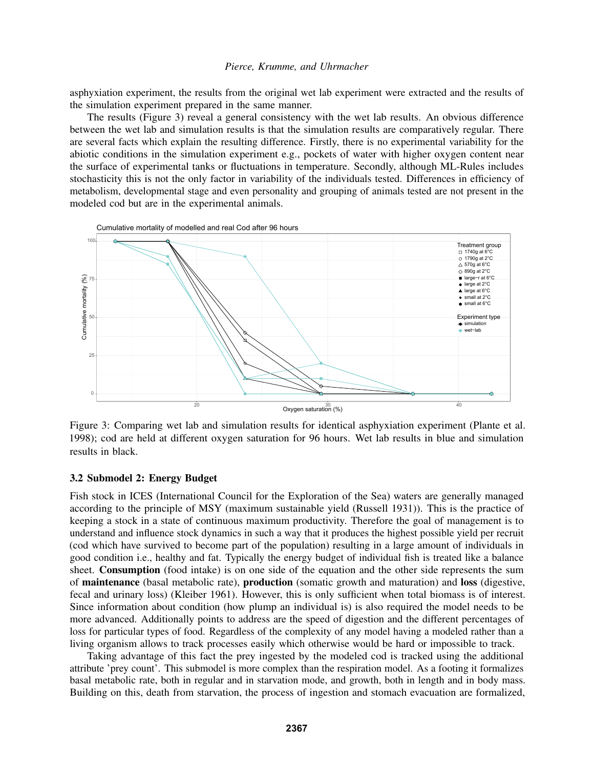asphyxiation experiment, the results from the original wet lab experiment were extracted and the results of the simulation experiment prepared in the same manner.

The results (Figure 3) reveal a general consistency with the wet lab results. An obvious difference between the wet lab and simulation results is that the simulation results are comparatively regular. There are several facts which explain the resulting difference. Firstly, there is no experimental variability for the abiotic conditions in the simulation experiment e.g., pockets of water with higher oxygen content near the surface of experimental tanks or fluctuations in temperature. Secondly, although ML-Rules includes stochasticity this is not the only factor in variability of the individuals tested. Differences in efficiency of metabolism, developmental stage and even personality and grouping of animals tested are not present in the modeled cod but are in the experimental animals.

Cumulative mortality of modelled and real Cod after 96 hours

Cumulative mortality (%)

100

75

50

25

0

20

30

40

Oxygen saturation (%)

Treatment group

1740g at 6°C

1790g at 2°C

570g at 6°C

890g at 2°C

large−r at 6°C

large at 2°C

large at 6°C

small at 2°C

small at 6°C

Experiment type

simulation

wet−lab

Figure 3: Comparing wet lab and simulation results for identical asphyxiation experiment (Plante et al. 1998); cod are held at different oxygen saturation for 96 hours. Wet lab results in blue and simulation results in black.

### 3.2 Submodel 2: Energy Budget

Fish stock in ICES (International Council for the Exploration of the Sea) waters are generally managed according to the principle of MSY (maximum sustainable yield (Russell 1931)). This is the practice of keeping a stock in a state of continuous maximum productivity. Therefore the goal of management is to understand and influence stock dynamics in such a way that it produces the highest possible yield per recruit (cod which have survived to become part of the population) resulting in a large amount of individuals in good condition i.e., healthy and fat. Typically the energy budget of individual fish is treated like a balance sheet. **Consumption** (food intake) is on one side of the equation and the other side represents the sum of **maintenance** (basal metabolic rate), **production** (somatic growth and maturation) and **loss** (digestive, fecal and urinary loss) (Kleiber 1961). However, this is only sufficient when total biomass is of interest. Since information about condition (how plump an individual is) is also required the model needs to be more advanced. Additionally points to address are the speed of digestion and the different percentages of loss for particular types of food. Regardless of the complexity of any model having a modeled rather than a living organism allows to track processes easily which otherwise would be hard or impossible to track.

Taking advantage of this fact the prey ingested by the modeled cod is tracked using the additional attribute 'prey count'. This submodel is more complex than the respiration model. As a footing it formalizes basal metabolic rate, both in regular and in starvation mode, and growth, both in length and in body mass. Building on this, death from starvation, the process of ingestion and stomach evacuation are formalized,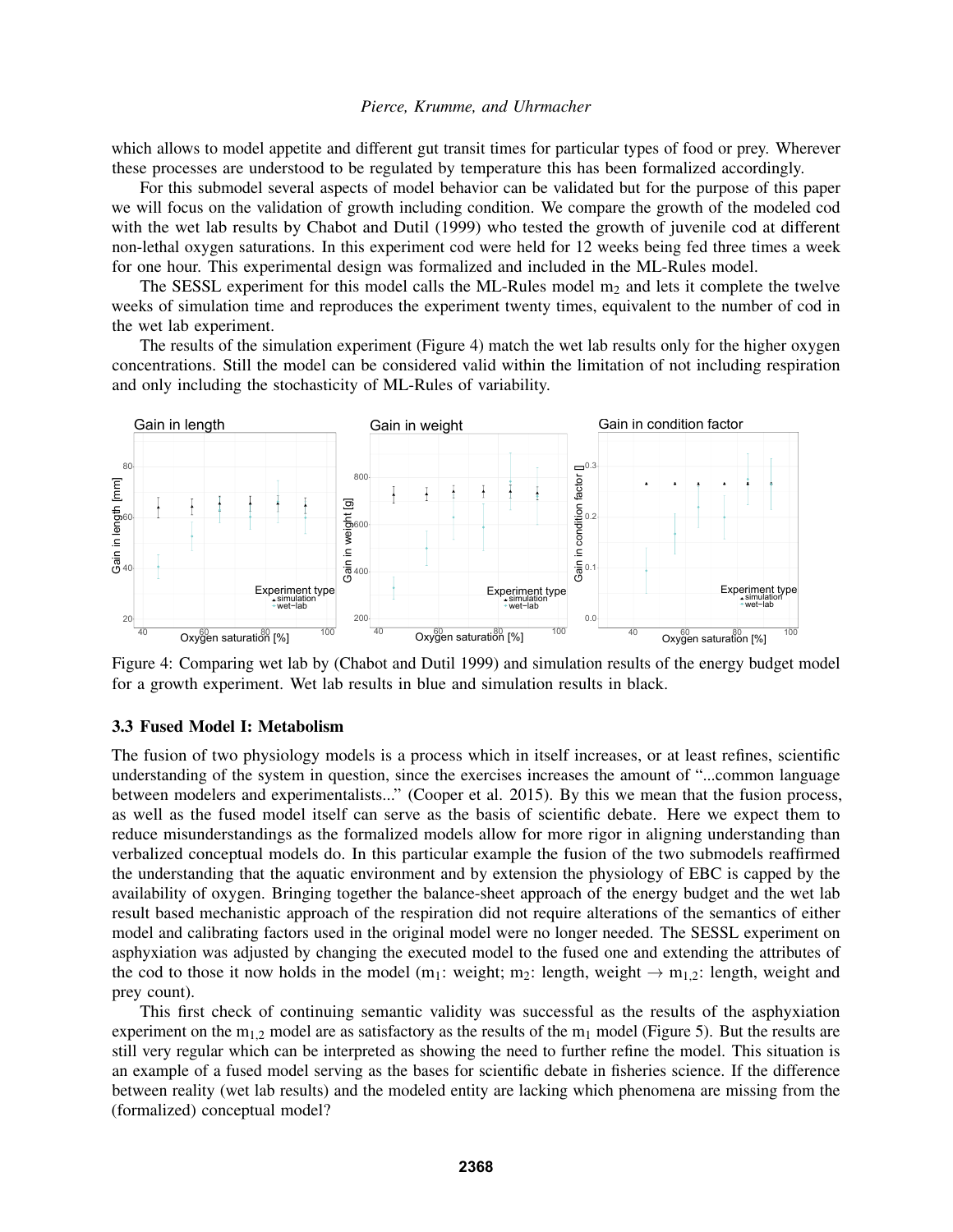which allows to model appetite and different gut transit times for particular types of food or prey. Wherever these processes are understood to be regulated by temperature this has been formalized accordingly.

For this submodel several aspects of model behavior can be validated but for the purpose of this paper we will focus on the validation of growth including condition. We compare the growth of the modeled cod with the wet lab results by Chabot and Dutil (1999) who tested the growth of juvenile cod at different non-lethal oxygen saturations. In this experiment cod were held for 12 weeks being fed three times a week for one hour. This experimental design was formalized and included in the ML-Rules model.

The SESSL experiment for this model calls the ML-Rules model $m_2$ and lets it complete the twelve weeks of simulation time and reproduces the experiment twenty times, equivalent to the number of cod in the wet lab experiment.

The results of the simulation experiment (Figure 4) match the wet lab results only for the higher oxygen concentrations. Still the model can be considered valid within the limitation of not including respiration and only including the stochasticity of ML-Rules of variability.

Gain in length
Gain in length [mm]
80
60
40
20
40 60 80 100
Oxygen saturation [%]
Experiment type
simulation
wet−lab

Gain in weight
Gain in weight [g]
800
600
400
200
40 60 80 100
Oxygen saturation [%]
Experiment type
simulation
wet−lab

Gain in condition factor
Gain in condition factor []
0.3
0.2
0.1
0.0
40 60 80 100
Oxygen saturation [%]
Experiment type
simulation
wet−lab

Figure 4: Comparing wet lab by (Chabot and Dutil 1999) and simulation results of the energy budget model for a growth experiment. Wet lab results in blue and simulation results in black.

### 3.3 Fused Model I: Metabolism

The fusion of two physiology models is a process which in itself increases, or at least refines, scientific understanding of the system in question, since the exercises increases the amount of "...common language between modelers and experimentalists..." (Cooper et al. 2015). By this we mean that the fusion process, as well as the fused model itself can serve as the basis of scientific debate. Here we expect them to reduce misunderstandings as the formalized models allow for more rigor in aligning understanding than verbalized conceptual models do. In this particular example the fusion of the two submodels reaffirmed the understanding that the aquatic environment and by extension the physiology of EBC is capped by the availability of oxygen. Bringing together the balance-sheet approach of the energy budget and the wet lab result based mechanistic approach of the respiration did not require alterations of the semantics of either model and calibrating factors used in the original model were no longer needed. The SESSL experiment on asphyxiation was adjusted by changing the executed model to the fused one and extending the attributes of the cod to those it now holds in the model ($m_1$: weight; $m_2$: length, weight $\rightarrow$ $m_{1,2}$: length, weight and prey count).

This first check of continuing semantic validity was successful as the results of the asphyxiation experiment on the $m_{1,2}$ model are as satisfactory as the results of the $m_1$ model (Figure 5). But the results are still very regular which can be interpreted as showing the need to further refine the model. This situation is an example of a fused model serving as the bases for scientific debate in fisheries science. If the difference between reality (wet lab results) and the modeled entity are lacking which phenomena are missing from the (formalized) conceptual model?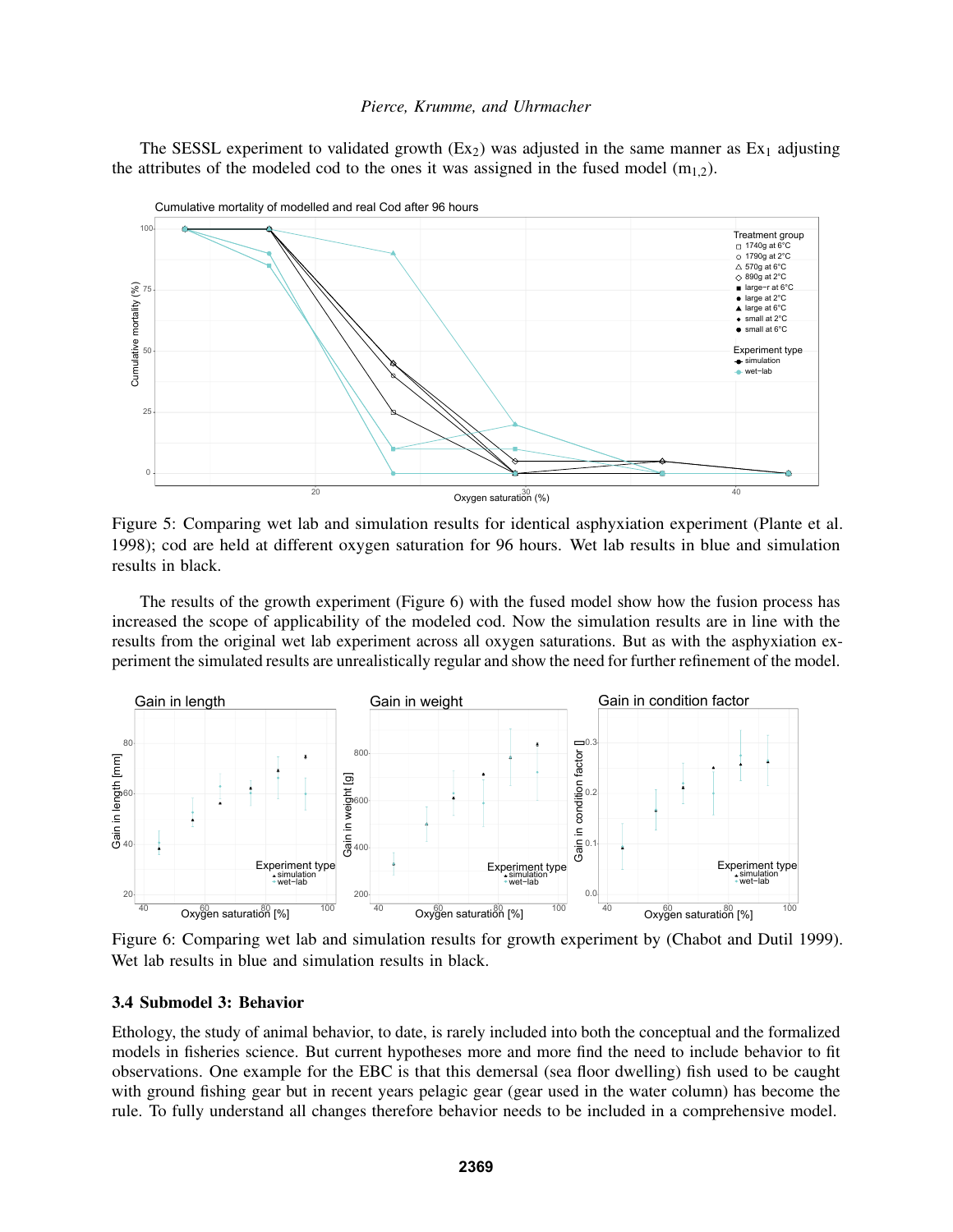The SESSL experiment to validated growth ($Ex_2$) was adjusted in the same manner as $Ex_1$ adjusting the attributes of the modeled cod to the ones it was assigned in the fused model ($m_{1,2}$).

Figure 5: Comparing wet lab and simulation results for identical asphyxiation experiment (Plante et al. 1998); cod are held at different oxygen saturation for 96 hours. Wet lab results in blue and simulation results in black.

The results of the growth experiment (Figure 6) with the fused model show how the fusion process has increased the scope of applicability of the modeled cod. Now the simulation results are in line with the results from the original wet lab experiment across all oxygen saturations. But as with the asphyxiation experiment the simulated results are unrealistically regular and show the need for further refinement of the model.

Figure 6: Comparing wet lab and simulation results for growth experiment by (Chabot and Dutil 1999). Wet lab results in blue and simulation results in black.

### 3.4 Submodel 3: Behavior

Ethology, the study of animal behavior, to date, is rarely included into both the conceptual and the formalized models in fisheries science. But current hypotheses more and more find the need to include behavior to fit observations. One example for the EBC is that this demersal (sea floor dwelling) fish used to be caught with ground fishing gear but in recent years pelagic gear (gear used in the water column) has become the rule. To fully understand all changes therefore behavior needs to be included in a comprehensive model.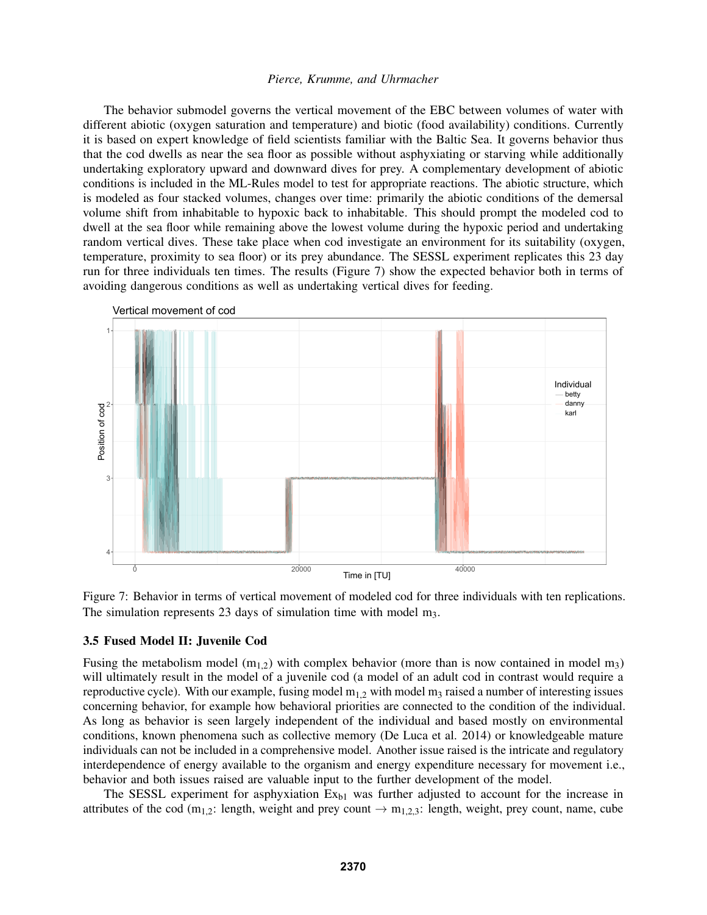The behavior submodel governs the vertical movement of the EBC between volumes of water with different abiotic (oxygen saturation and temperature) and biotic (food availability) conditions. Currently it is based on expert knowledge of field scientists familiar with the Baltic Sea. It governs behavior thus that the cod dwells as near the sea floor as possible without asphyxiating or starving while additionally undertaking exploratory upward and downward dives for prey. A complementary development of abiotic conditions is included in the ML-Rules model to test for appropriate reactions. The abiotic structure, which is modeled as four stacked volumes, changes over time: primarily the abiotic conditions of the demersal volume shift from inhabitable to hypoxic back to inhabitable. This should prompt the modeled cod to dwell at the sea floor while remaining above the lowest volume during the hypoxic period and undertaking random vertical dives. These take place when cod investigate an environment for its suitability (oxygen, temperature, proximity to sea floor) or its prey abundance. The SESSL experiment replicates this 23 day run for three individuals ten times. The results (Figure 7) show the expected behavior both in terms of avoiding dangerous conditions as well as undertaking vertical dives for feeding.

Vertical movement of cod

Position of cod

1

2

3

4

Time in [TU]

0

20000

40000

Individual

betty

danny

karl

Figure 7: Behavior in terms of vertical movement of modeled cod for three individuals with ten replications. The simulation represents 23 days of simulation time with model $m_3$.

### 3.5 Fused Model II: Juvenile Cod

Fusing the metabolism model ($m_{1,2}$) with complex behavior (more than is now contained in model $m_3$) will ultimately result in the model of a juvenile cod (a model of an adult cod in contrast would require a reproductive cycle). With our example, fusing model $m_{1,2}$ with model $m_3$ raised a number of interesting issues concerning behavior, for example how behavioral priorities are connected to the condition of the individual. As long as behavior is seen largely independent of the individual and based mostly on environmental conditions, known phenomena such as collective memory (De Luca et al. 2014) or knowledgeable mature individuals can not be included in a comprehensive model. Another issue raised is the intricate and regulatory interdependence of energy available to the organism and energy expenditure necessary for movement i.e., behavior and both issues raised are valuable input to the further development of the model.

The SESSL experiment for asphyxiation $Ex_{b1}$ was further adjusted to account for the increase in attributes of the cod ($m_{1,2}$: length, weight and prey count $\rightarrow$ $m_{1,2,3}$: length, weight, prey count, name, cube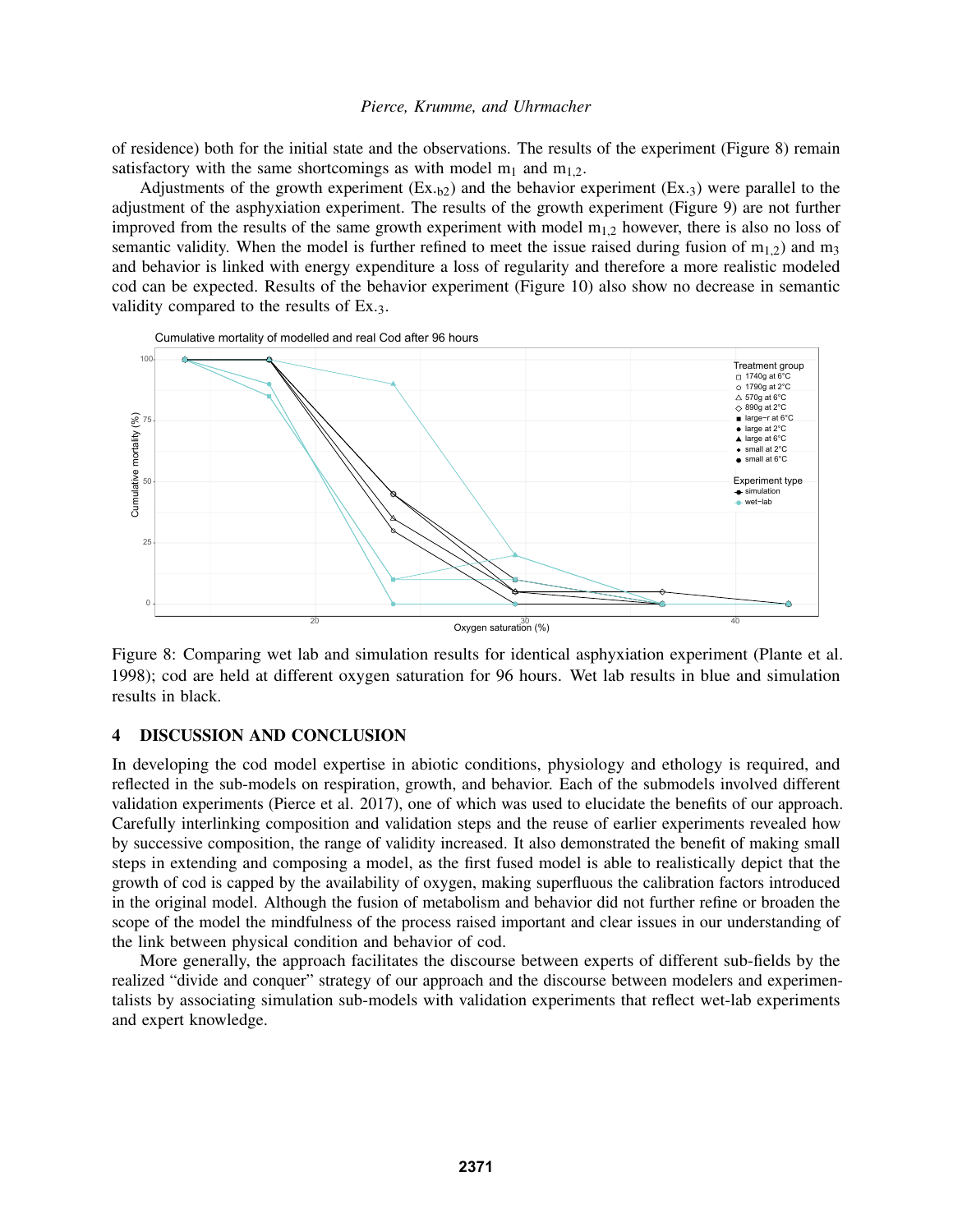of residence) both for the initial state and the observations. The results of the experiment (Figure 8) remain satisfactory with the same shortcomings as with model $m_1$ and $m_{1,2}$.

Adjustments of the growth experiment ($Ex._{b2}$) and the behavior experiment ($Ex._3$) were parallel to the adjustment of the asphyxiation experiment. The results of the growth experiment (Figure 9) are not further improved from the results of the same growth experiment with model $m_{1,2}$ however, there is also no loss of semantic validity. When the model is further refined to meet the issue raised during fusion of $m_{1,2}$) and $m_3$ and behavior is linked with energy expenditure a loss of regularity and therefore a more realistic modeled cod can be expected. Results of the behavior experiment (Figure 10) also show no decrease in semantic validity compared to the results of $Ex._3$.

Cumulative mortality of modelled and real Cod after 96 hours

Cumulative mortality (%)

100
75
50
25
0

Oxygen saturation (%)

20
30
40

Treatment group
1740g at 6°C
1790g at 2°C
570g at 6°C
890g at 2°C
large−r at 6°C
large at 2°C
large at 6°C
small at 2°C
small at 6°C

Experiment type
simulation
wet−lab

Figure 8: Comparing wet lab and simulation results for identical asphyxiation experiment (Plante et al. 1998); cod are held at different oxygen saturation for 96 hours. Wet lab results in blue and simulation results in black.

## 4 DISCUSSION AND CONCLUSION

In developing the cod model expertise in abiotic conditions, physiology and ethology is required, and reflected in the sub-models on respiration, growth, and behavior. Each of the submodels involved different validation experiments (Pierce et al. 2017), one of which was used to elucidate the benefits of our approach. Carefully interlinking composition and validation steps and the reuse of earlier experiments revealed how by successive composition, the range of validity increased. It also demonstrated the benefit of making small steps in extending and composing a model, as the first fused model is able to realistically depict that the growth of cod is capped by the availability of oxygen, making superfluous the calibration factors introduced in the original model. Although the fusion of metabolism and behavior did not further refine or broaden the scope of the model the mindfulness of the process raised important and clear issues in our understanding of the link between physical condition and behavior of cod.

More generally, the approach facilitates the discourse between experts of different sub-fields by the realized "divide and conquer" strategy of our approach and the discourse between modelers and experimentalists by associating simulation sub-models with validation experiments that reflect wet-lab experiments and expert knowledge.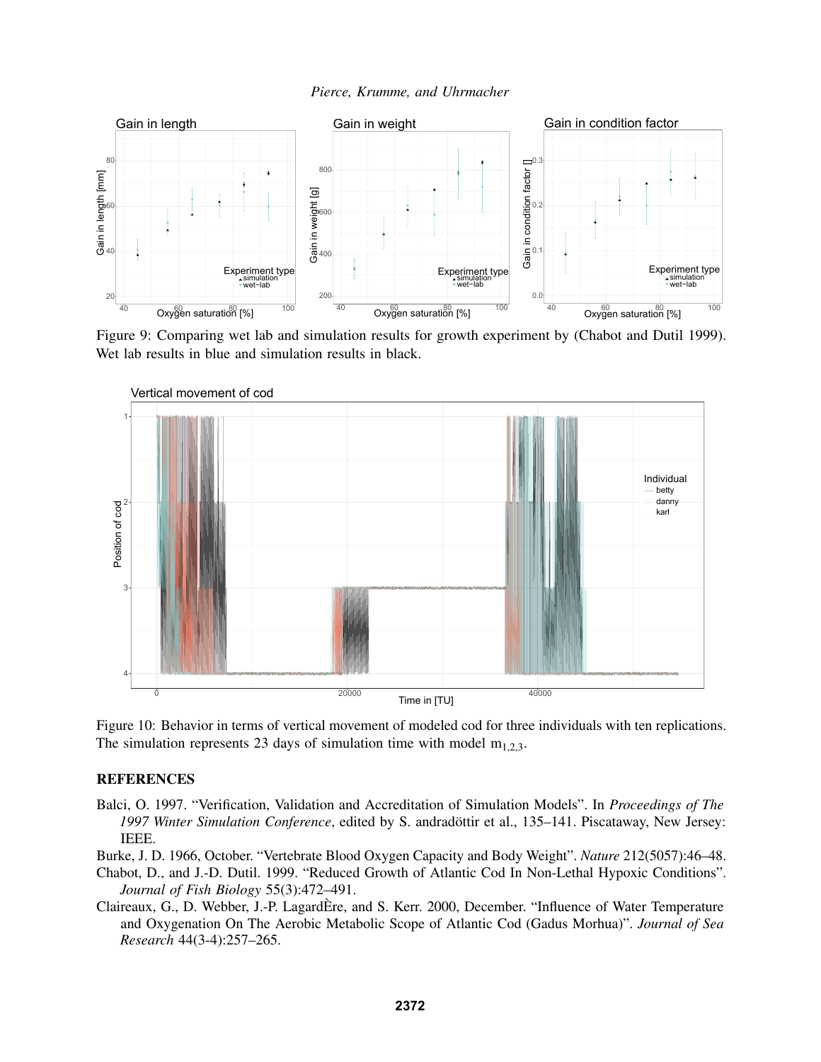Gain in length

Gain in length [mm]

80

60

40

20

40

60

80

100

Oxygen saturation [%]

Experiment type

simulation

wet−lab

Gain in weight

Gain in weight [g]

800

600

400

200

40

60

80

100

Oxygen saturation [%]

Experiment type

simulation

wet−lab

Gain in condition factor

Gain in condition factor []

0.3

0.2

0.1

0.0

40

60

80

100

Oxygen saturation [%]

Experiment type

simulation

wet−lab

Figure 9: Comparing wet lab and simulation results for growth experiment by (Chabot and Dutil 1999). Wet lab results in blue and simulation results in black.

Vertical movement of cod

Position of cod

1

2

3

4

0

20000

40000

Time in [TU]

Individual

betty

danny

karl

Figure 10: Behavior in terms of vertical movement of modeled cod for three individuals with ten replications. The simulation represents 23 days of simulation time with model $m_{1,2,3}$.

## REFERENCES

Balci, O. 1997. "Verification, Validation and Accreditation of Simulation Models". In *Proceedings of The 1997 Winter Simulation Conference*, edited by S. andradöttir et al., 135–141. Piscataway, New Jersey: IEEE.

Burke, J. D. 1966, October. "Vertebrate Blood Oxygen Capacity and Body Weight". *Nature* 212(5057):46–48.

Chabot, D., and J.-D. Dutil. 1999. "Reduced Growth of Atlantic Cod In Non-Lethal Hypoxic Conditions". *Journal of Fish Biology* 55(3):472–491.

Claireaux, G., D. Webber, J.-P. LagardÈre, and S. Kerr. 2000, December. "Influence of Water Temperature and Oxygenation On The Aerobic Metabolic Scope of Atlantic Cod (Gadus Morhua)". *Journal of Sea Research* 44(3-4):257–265.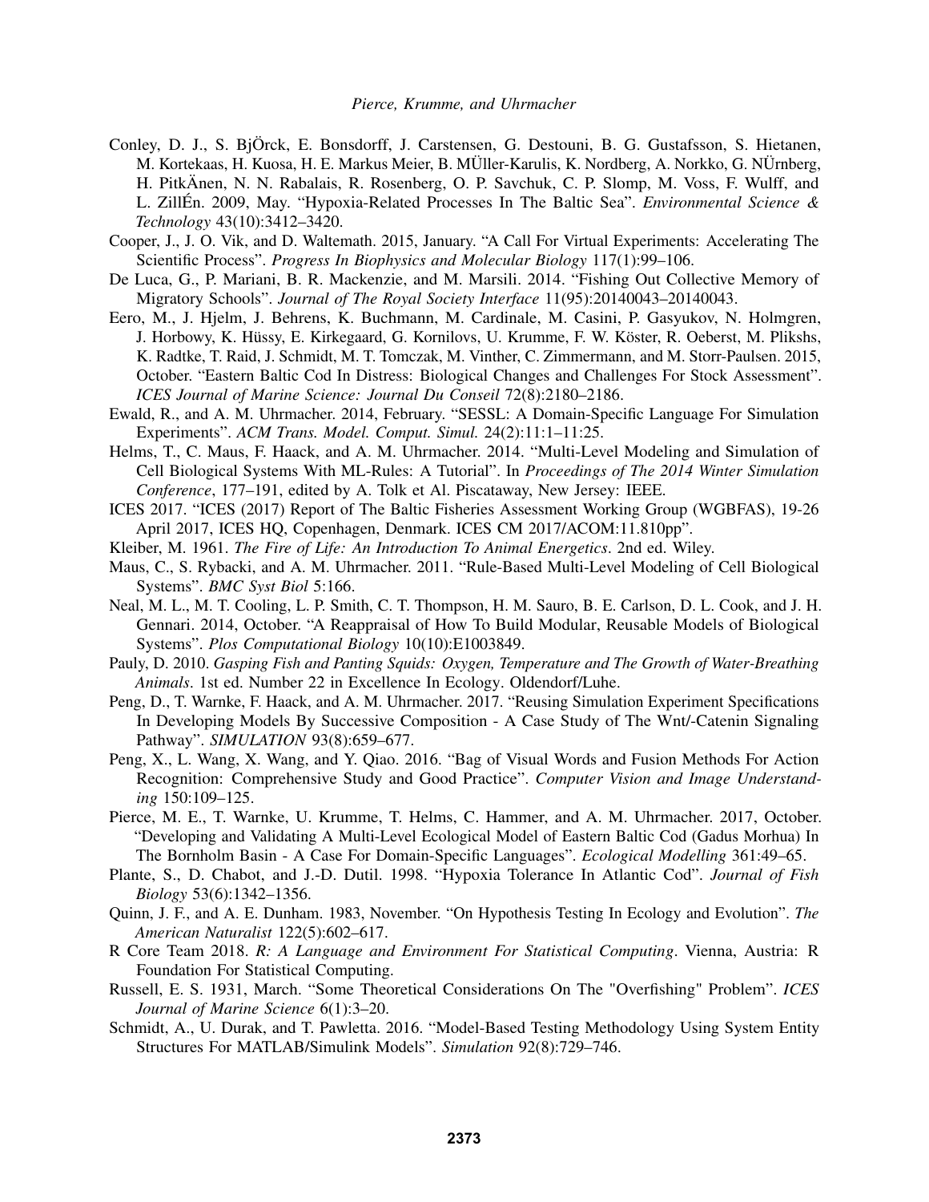Conley, D. J., S. BjÖrck, E. Bonsdorff, J. Carstensen, G. Destouni, B. G. Gustafsson, S. Hietanen, M. Kortekaas, H. Kuosa, H. E. Markus Meier, B. MÜller-Karulis, K. Nordberg, A. Norkko, G. NÜrnberg, H. PitkÄnen, N. N. Rabalais, R. Rosenberg, O. P. Savchuk, C. P. Slomp, M. Voss, F. Wulff, and L. ZillÉn. 2009, May. "Hypoxia-Related Processes In The Baltic Sea". *Environmental Science & Technology* 43(10):3412–3420.

Cooper, J., J. O. Vik, and D. Waltemath. 2015, January. "A Call For Virtual Experiments: Accelerating The Scientific Process". *Progress In Biophysics and Molecular Biology* 117(1):99–106.

De Luca, G., P. Mariani, B. R. Mackenzie, and M. Marsili. 2014. "Fishing Out Collective Memory of Migratory Schools". *Journal of The Royal Society Interface* 11(95):20140043–20140043.

Eero, M., J. Hjelm, J. Behrens, K. Buchmann, M. Cardinale, M. Casini, P. Gasyukov, N. Holmgren, J. Horbowy, K. Hüssy, E. Kirkegaard, G. Kornilovs, U. Krumme, F. W. Köster, R. Oeberst, M. Plikshs, K. Radtke, T. Raid, J. Schmidt, M. T. Tomczak, M. Vinther, C. Zimmermann, and M. Storr-Paulsen. 2015, October. "Eastern Baltic Cod In Distress: Biological Changes and Challenges For Stock Assessment". *ICES Journal of Marine Science: Journal Du Conseil* 72(8):2180–2186.

Ewald, R., and A. M. Uhrmacher. 2014, February. "SESSL: A Domain-Specific Language For Simulation Experiments". *ACM Trans. Model. Comput. Simul.* 24(2):11:1–11:25.

Helms, T., C. Maus, F. Haack, and A. M. Uhrmacher. 2014. "Multi-Level Modeling and Simulation of Cell Biological Systems With ML-Rules: A Tutorial". In *Proceedings of The 2014 Winter Simulation Conference*, 177–191, edited by A. Tolk et Al. Piscataway, New Jersey: IEEE.

ICES 2017. "ICES (2017) Report of The Baltic Fisheries Assessment Working Group (WGBFAS), 19-26 April 2017, ICES HQ, Copenhagen, Denmark. ICES CM 2017/ACOM:11.810pp".

Kleiber, M. 1961. *The Fire of Life: An Introduction To Animal Energetics*. 2nd ed. Wiley.

Maus, C., S. Rybacki, and A. M. Uhrmacher. 2011. "Rule-Based Multi-Level Modeling of Cell Biological Systems". *BMC Syst Biol* 5:166.

Neal, M. L., M. T. Cooling, L. P. Smith, C. T. Thompson, H. M. Sauro, B. E. Carlson, D. L. Cook, and J. H. Gennari. 2014, October. "A Reappraisal of How To Build Modular, Reusable Models of Biological Systems". *Plos Computational Biology* 10(10):E1003849.

Pauly, D. 2010. *Gasping Fish and Panting Squids: Oxygen, Temperature and The Growth of Water-Breathing Animals*. 1st ed. Number 22 in Excellence In Ecology. Oldendorf/Luhe.

Peng, D., T. Warnke, F. Haack, and A. M. Uhrmacher. 2017. "Reusing Simulation Experiment Specifications In Developing Models By Successive Composition - A Case Study of The Wnt/-Catenin Signaling Pathway". *SIMULATION* 93(8):659–677.

Peng, X., L. Wang, X. Wang, and Y. Qiao. 2016. "Bag of Visual Words and Fusion Methods For Action Recognition: Comprehensive Study and Good Practice". *Computer Vision and Image Understanding* 150:109–125.

Pierce, M. E., T. Warnke, U. Krumme, T. Helms, C. Hammer, and A. M. Uhrmacher. 2017, October. "Developing and Validating A Multi-Level Ecological Model of Eastern Baltic Cod (Gadus Morhua) In The Bornholm Basin - A Case For Domain-Specific Languages". *Ecological Modelling* 361:49–65.

Plante, S., D. Chabot, and J.-D. Dutil. 1998. "Hypoxia Tolerance In Atlantic Cod". *Journal of Fish Biology* 53(6):1342–1356.

Quinn, J. F., and A. E. Dunham. 1983, November. "On Hypothesis Testing In Ecology and Evolution". *The American Naturalist* 122(5):602–617.

R Core Team 2018. *R: A Language and Environment For Statistical Computing*. Vienna, Austria: R Foundation For Statistical Computing.

Russell, E. S. 1931, March. "Some Theoretical Considerations On The "Overfishing" Problem". *ICES Journal of Marine Science* 6(1):3–20.

Schmidt, A., U. Durak, and T. Pawletta. 2016. "Model-Based Testing Methodology Using System Entity Structures For MATLAB/Simulink Models". *Simulation* 92(8):729–746.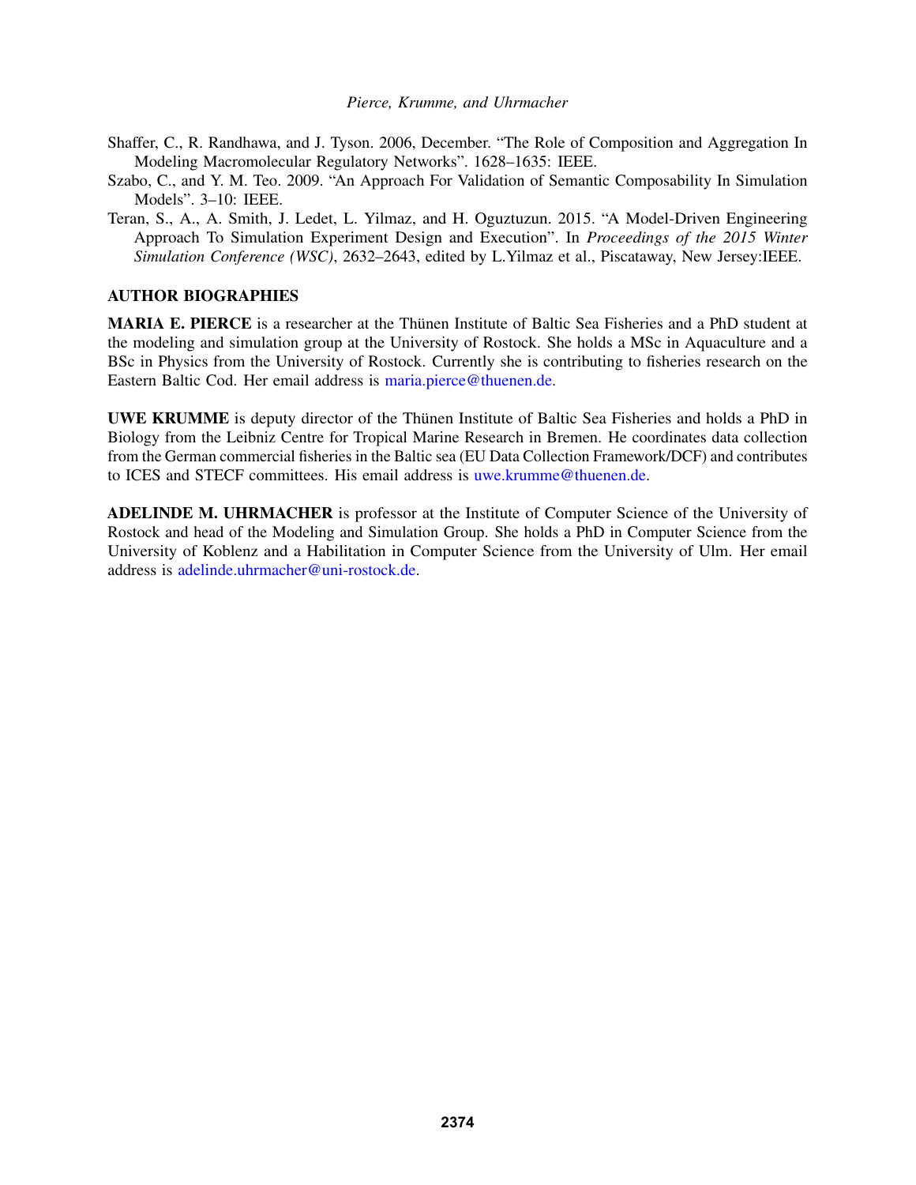Shaffer, C., R. Randhawa, and J. Tyson. 2006, December. "The Role of Composition and Aggregation In Modeling Macromolecular Regulatory Networks". 1628–1635: IEEE.

Szabo, C., and Y. M. Teo. 2009. "An Approach For Validation of Semantic Composability In Simulation Models". 3–10: IEEE.

Teran, S., A., A. Smith, J. Ledet, L. Yilmaz, and H. Oguztuzun. 2015. "A Model-Driven Engineering Approach To Simulation Experiment Design and Execution". In *Proceedings of the 2015 Winter Simulation Conference (WSC)*, 2632–2643, edited by L.Yilmaz et al., Piscataway, New Jersey:IEEE.

## AUTHOR BIOGRAPHIES

**MARIA E. PIERCE** is a researcher at the Thünen Institute of Baltic Sea Fisheries and a PhD student at the modeling and simulation group at the University of Rostock. She holds a MSc in Aquaculture and a BSc in Physics from the University of Rostock. Currently she is contributing to fisheries research on the Eastern Baltic Cod. Her email address is maria.pierce@thuenen.de.

**UWE KRUMME** is deputy director of the Thünen Institute of Baltic Sea Fisheries and holds a PhD in Biology from the Leibniz Centre for Tropical Marine Research in Bremen. He coordinates data collection from the German commercial fisheries in the Baltic sea (EU Data Collection Framework/DCF) and contributes to ICES and STECF committees. His email address is uwe.krumme@thuenen.de.

**ADELINDE M. UHRMACHER** is professor at the Institute of Computer Science of the University of Rostock and head of the Modeling and Simulation Group. She holds a PhD in Computer Science from the University of Koblenz and a Habilitation in Computer Science from the University of Ulm. Her email address is adelinde.uhrmacher@uni-rostock.de.